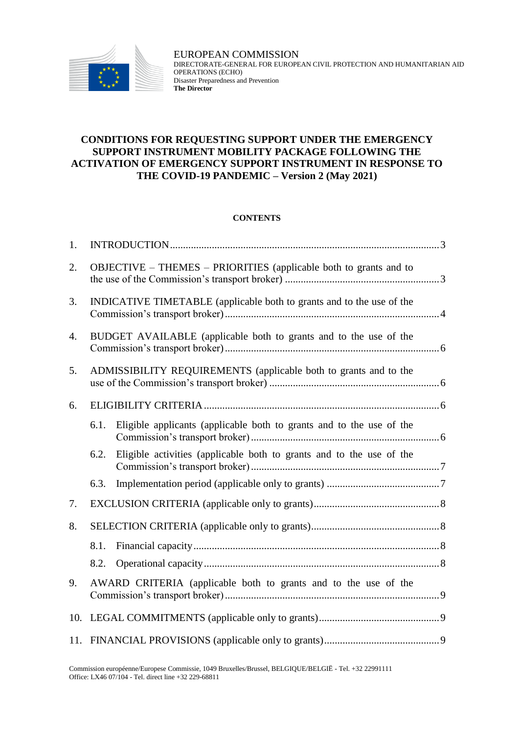EUROPEAN COMMISSION
DIRECTORATE-GENERAL FOR EUROPEAN CIVIL PROTECTION AND HUMANITARIAN AID OPERATIONS (ECHO)
Disaster Preparedness and Prevention
**The Director**

# CONDITIONS FOR REQUESTING SUPPORT UNDER THE EMERGENCY SUPPORT INSTRUMENT MOBILITY PACKAGE FOLLOWING THE ACTIVATION OF EMERGENCY SUPPORT INSTRUMENT IN RESPONSE TO THE COVID-19 PANDEMIC – Version 2 (May 2021)

**CONTENTS**

1. INTRODUCTION ... 3
2. OBJECTIVE – THEMES – PRIORITIES (applicable both to grants and to the use of the Commission's transport broker) ... 3
3. INDICATIVE TIMETABLE (applicable both to grants and to the use of the Commission's transport broker) ... 4
4. BUDGET AVAILABLE (applicable both to grants and to the use of the Commission's transport broker) ... 6
5. ADMISSIBILITY REQUIREMENTS (applicable both to grants and to the use of the Commission's transport broker) ... 6
6. ELIGIBILITY CRITERIA ... 6
   - 6.1. Eligible applicants (applicable both to grants and to the use of the Commission's transport broker) ... 6
   - 6.2. Eligible activities (applicable both to grants and to the use of the Commission's transport broker) ... 7
   - 6.3. Implementation period (applicable only to grants) ... 7
7. EXCLUSION CRITERIA (applicable only to grants) ... 8
8. SELECTION CRITERIA (applicable only to grants) ... 8
   - 8.1. Financial capacity ... 8
   - 8.2. Operational capacity ... 8
9. AWARD CRITERIA (applicable both to grants and to the use of the Commission's transport broker) ... 9
10. LEGAL COMMITMENTS (applicable only to grants) ... 9
11. FINANCIAL PROVISIONS (applicable only to grants) ... 9

Commission européenne/Europese Commissie, 1049 Bruxelles/Brussel, BELGIQUE/BELGIË - Tel. +32 22991111
Office: LX46 07/104 - Tel. direct line +32 229-68811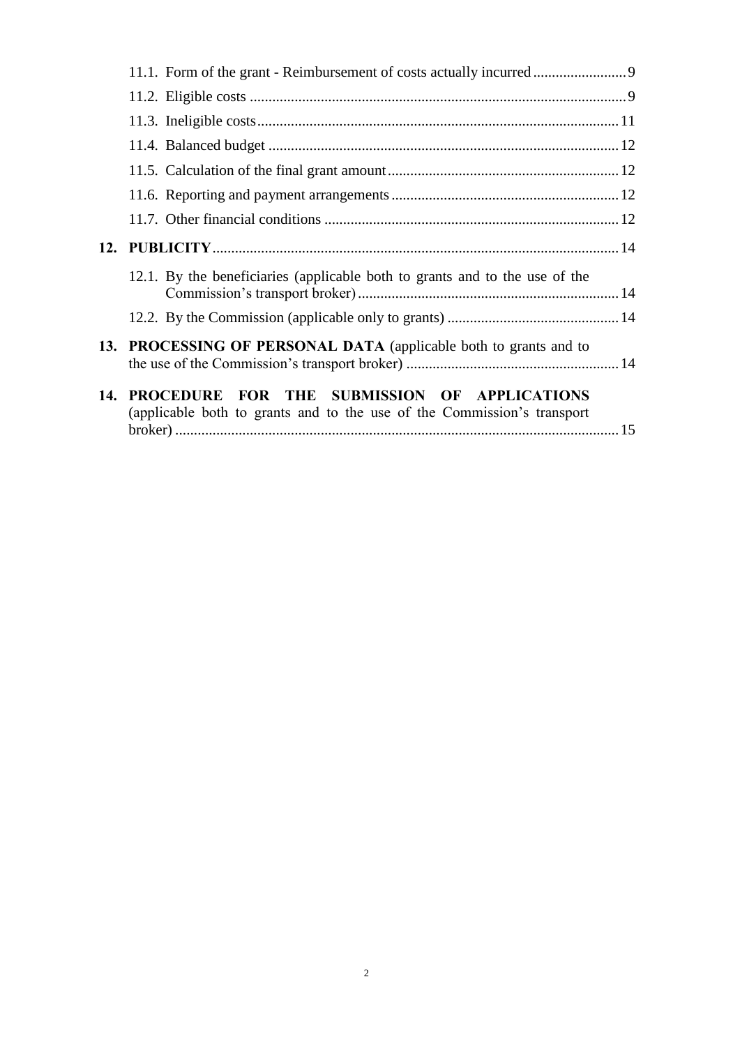11.1. Form of the grant - Reimbursement of costs actually incurred ......................... 9

11.2. Eligible costs ..................................................................................................... 9

11.3. Ineligible costs ................................................................................................. 11

11.4. Balanced budget .............................................................................................. 12

11.5. Calculation of the final grant amount .............................................................. 12

11.6. Reporting and payment arrangements ............................................................. 12

11.7. Other financial conditions ............................................................................... 12

**12. PUBLICITY** .............................................................................................................. 14

12.1. By the beneficiaries (applicable both to grants and to the use of the Commission's transport broker) ...................................................................... 14

12.2. By the Commission (applicable only to grants) .............................................. 14

**13. PROCESSING OF PERSONAL DATA** (applicable both to grants and to the use of the Commission's transport broker) ......................................................... 14

**14. PROCEDURE FOR THE SUBMISSION OF APPLICATIONS** (applicable both to grants and to the use of the Commission's transport broker) ...................................................................................................................... 15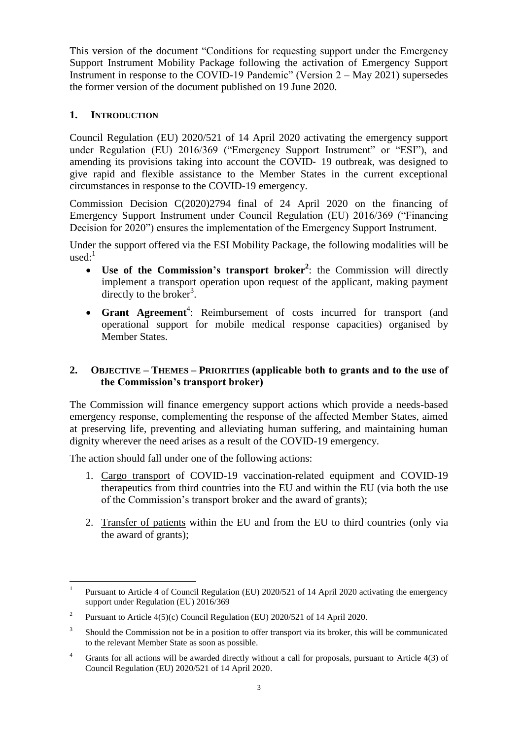This version of the document "Conditions for requesting support under the Emergency Support Instrument Mobility Package following the activation of Emergency Support Instrument in response to the COVID-19 Pandemic" (Version 2 – May 2021) supersedes the former version of the document published on 19 June 2020.

## 1. INTRODUCTION

Council Regulation (EU) 2020/521 of 14 April 2020 activating the emergency support under Regulation (EU) 2016/369 ("Emergency Support Instrument" or "ESI"), and amending its provisions taking into account the COVID- 19 outbreak, was designed to give rapid and flexible assistance to the Member States in the current exceptional circumstances in response to the COVID-19 emergency.

Commission Decision C(2020)2794 final of 24 April 2020 on the financing of Emergency Support Instrument under Council Regulation (EU) 2016/369 ("Financing Decision for 2020") ensures the implementation of the Emergency Support Instrument.

Under the support offered via the ESI Mobility Package, the following modalities will be used:[1]

- **Use of the Commission's transport broker[2]**: the Commission will directly implement a transport operation upon request of the applicant, making payment directly to the broker[3].
- **Grant Agreement**[4]: Reimbursement of costs incurred for transport (and operational support for mobile medical response capacities) organised by Member States.

## 2. OBJECTIVE – THEMES – PRIORITIES (applicable both to grants and to the use of the Commission's transport broker)

The Commission will finance emergency support actions which provide a needs-based emergency response, complementing the response of the affected Member States, aimed at preserving life, preventing and alleviating human suffering, and maintaining human dignity wherever the need arises as a result of the COVID-19 emergency.

The action should fall under one of the following actions:

1. Cargo transport of COVID-19 vaccination-related equipment and COVID-19 therapeutics from third countries into the EU and within the EU (via both the use of the Commission's transport broker and the award of grants);
2. Transfer of patients within the EU and from the EU to third countries (only via the award of grants);

---

[1] Pursuant to Article 4 of Council Regulation (EU) 2020/521 of 14 April 2020 activating the emergency support under Regulation (EU) 2016/369

[2] Pursuant to Article 4(5)(c) Council Regulation (EU) 2020/521 of 14 April 2020.

[3] Should the Commission not be in a position to offer transport via its broker, this will be communicated to the relevant Member State as soon as possible.

[4] Grants for all actions will be awarded directly without a call for proposals, pursuant to Article 4(3) of Council Regulation (EU) 2020/521 of 14 April 2020.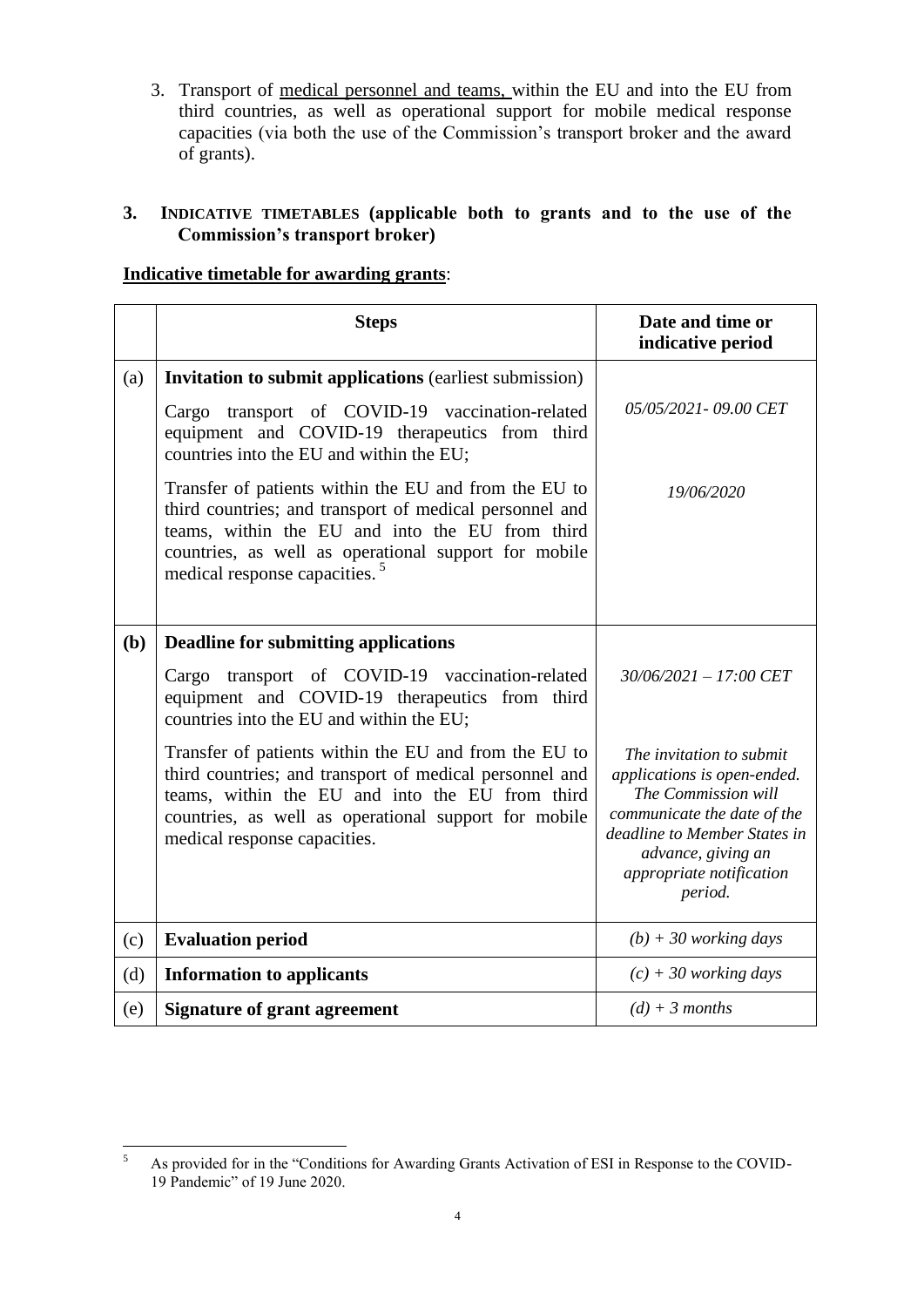3. Transport of medical personnel and teams, within the EU and into the EU from third countries, as well as operational support for mobile medical response capacities (via both the use of the Commission's transport broker and the award of grants).

## 3. INDICATIVE TIMETABLES (applicable both to grants and to the use of the Commission's transport broker)

**Indicative timetable for awarding grants**:

| | Steps | Date and time or indicative period |
|---|---|---|
| (a) | **Invitation to submit applications** (earliest submission)<br><br>Cargo transport of COVID-19 vaccination-related equipment and COVID-19 therapeutics from third countries into the EU and within the EU;<br><br>Transfer of patients within the EU and from the EU to third countries; and transport of medical personnel and teams, within the EU and into the EU from third countries, as well as operational support for mobile medical response capacities. [5] | <br><br>*05/05/2021- 09.00 CET*<br><br>*19/06/2020* |
| **(b)** | **Deadline for submitting applications**<br><br>Cargo transport of COVID-19 vaccination-related equipment and COVID-19 therapeutics from third countries into the EU and within the EU;<br><br>Transfer of patients within the EU and from the EU to third countries; and transport of medical personnel and teams, within the EU and into the EU from third countries, as well as operational support for mobile medical response capacities. | <br><br>*30/06/2021 – 17:00 CET*<br><br>*The invitation to submit applications is open-ended. The Commission will communicate the date of the deadline to Member States in advance, giving an appropriate notification period.* |
| (c) | **Evaluation period** | *(b) + 30 working days* |
| (d) | **Information to applicants** | *(c) + 30 working days* |
| (e) | **Signature of grant agreement** | *(d) + 3 months* |

[5] As provided for in the "Conditions for Awarding Grants Activation of ESI in Response to the COVID-19 Pandemic" of 19 June 2020.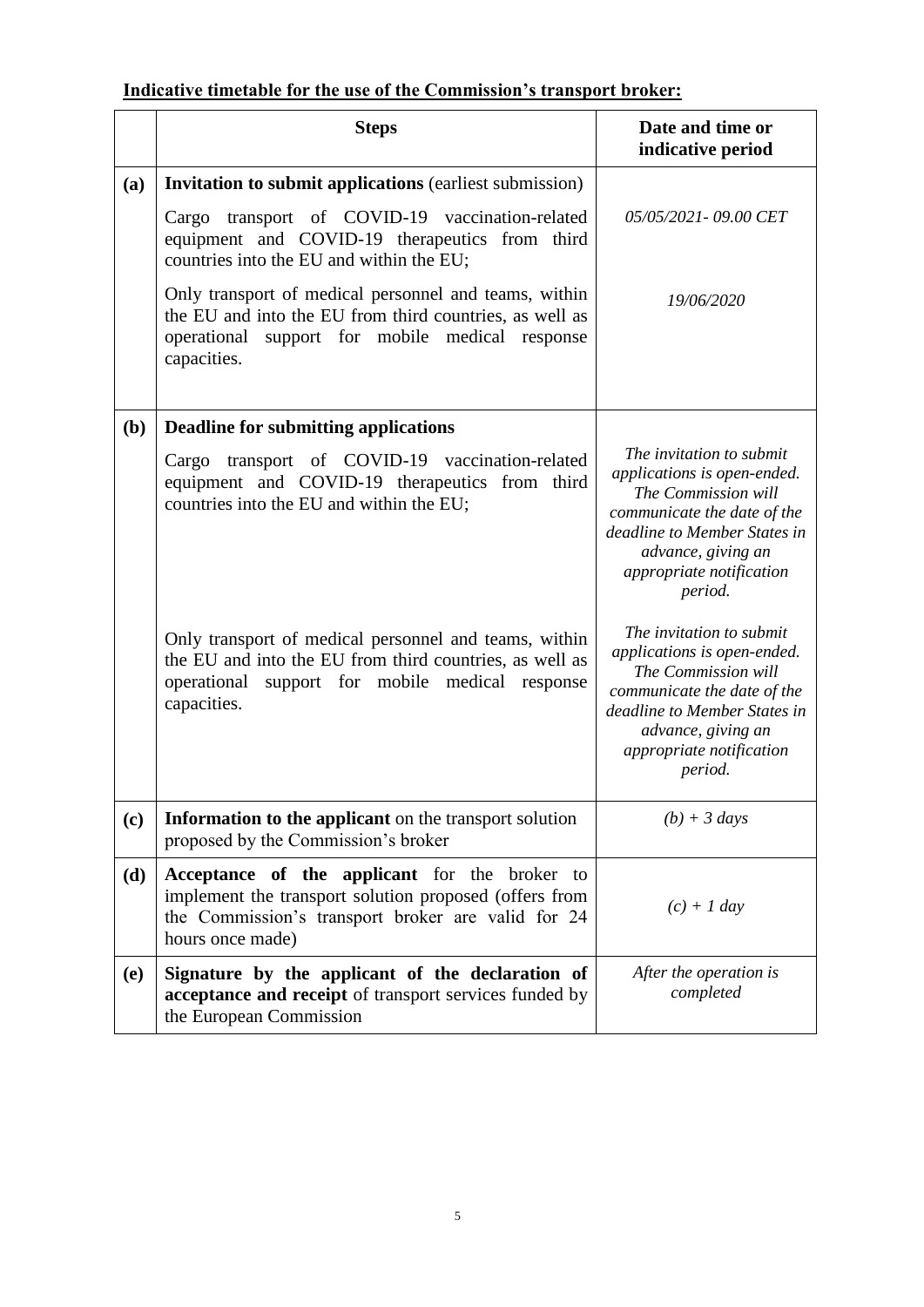**Indicative timetable for the use of the Commission's transport broker:**

| | Steps | Date and time or indicative period |
|---|---|---|
| **(a)** | **Invitation to submit applications** (earliest submission) | |
| | Cargo transport of COVID-19 vaccination-related equipment and COVID-19 therapeutics from third countries into the EU and within the EU; | *05/05/2021- 09.00 CET* |
| | Only transport of medical personnel and teams, within the EU and into the EU from third countries, as well as operational support for mobile medical response capacities. | *19/06/2020* |
| **(b)** | **Deadline for submitting applications** | |
| | Cargo transport of COVID-19 vaccination-related equipment and COVID-19 therapeutics from third countries into the EU and within the EU; | *The invitation to submit applications is open-ended. The Commission will communicate the date of the deadline to Member States in advance, giving an appropriate notification period.* |
| | Only transport of medical personnel and teams, within the EU and into the EU from third countries, as well as operational support for mobile medical response capacities. | *The invitation to submit applications is open-ended. The Commission will communicate the date of the deadline to Member States in advance, giving an appropriate notification period.* |
| **(c)** | **Information to the applicant** on the transport solution proposed by the Commission's broker | *(b) + 3 days* |
| **(d)** | **Acceptance of the applicant** for the broker to implement the transport solution proposed (offers from the Commission's transport broker are valid for 24 hours once made) | *(c) + 1 day* |
| **(e)** | **Signature by the applicant of the declaration of acceptance and receipt** of transport services funded by the European Commission | *After the operation is completed* |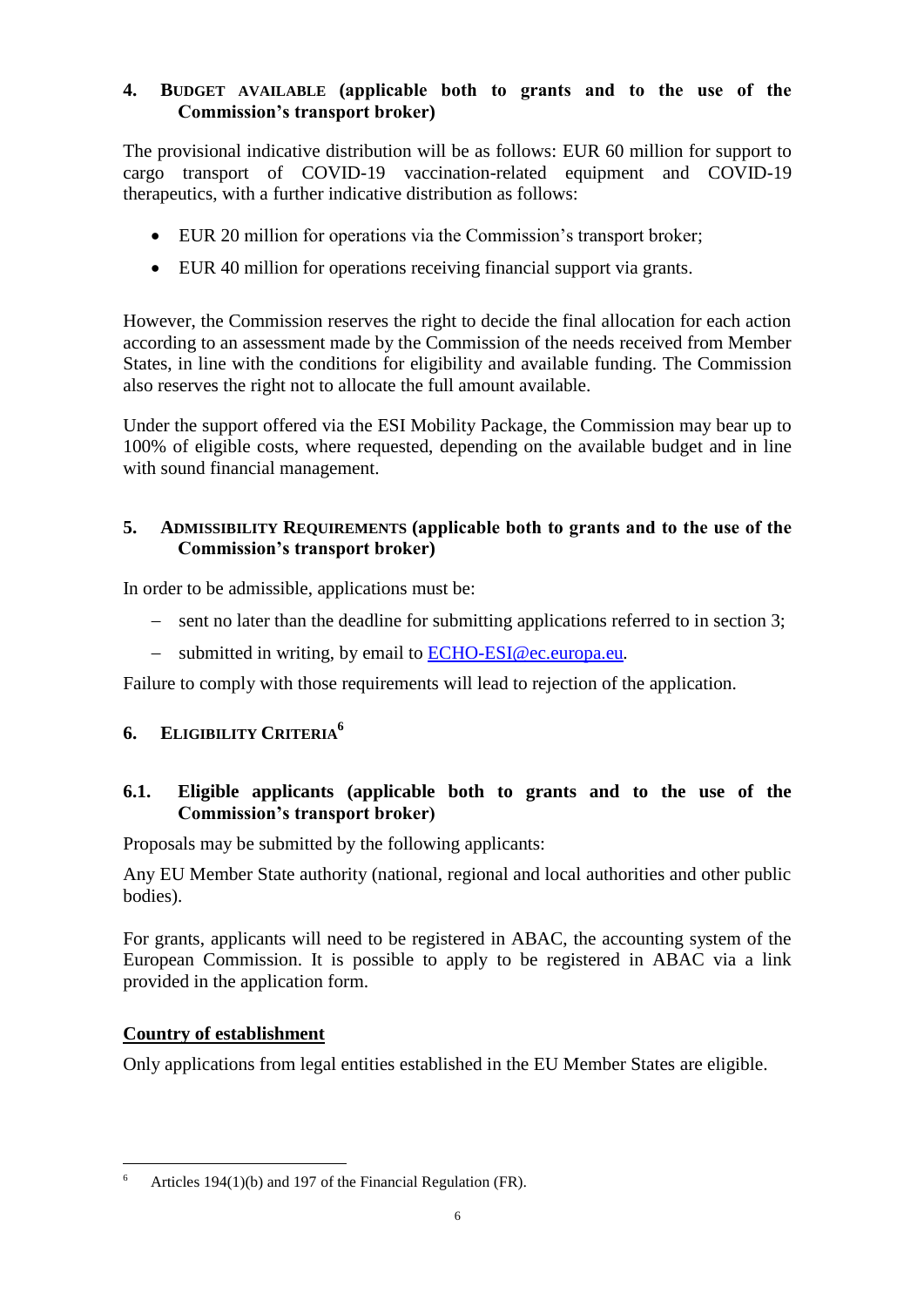## 4. Budget available (applicable both to grants and to the use of the Commission's transport broker)

The provisional indicative distribution will be as follows: EUR 60 million for support to cargo transport of COVID-19 vaccination-related equipment and COVID-19 therapeutics, with a further indicative distribution as follows:

- EUR 20 million for operations via the Commission's transport broker;
- EUR 40 million for operations receiving financial support via grants.

However, the Commission reserves the right to decide the final allocation for each action according to an assessment made by the Commission of the needs received from Member States, in line with the conditions for eligibility and available funding. The Commission also reserves the right not to allocate the full amount available.

Under the support offered via the ESI Mobility Package, the Commission may bear up to 100% of eligible costs, where requested, depending on the available budget and in line with sound financial management.

## 5. Admissibility Requirements (applicable both to grants and to the use of the Commission's transport broker)

In order to be admissible, applications must be:

- sent no later than the deadline for submitting applications referred to in section 3;
- submitted in writing, by email to ECHO-ESI@ec.europa.eu.

Failure to comply with those requirements will lead to rejection of the application.

## 6. Eligibility Criteria[6]

### 6.1. Eligible applicants (applicable both to grants and to the use of the Commission's transport broker)

Proposals may be submitted by the following applicants:

Any EU Member State authority (national, regional and local authorities and other public bodies).

For grants, applicants will need to be registered in ABAC, the accounting system of the European Commission. It is possible to apply to be registered in ABAC via a link provided in the application form.

**Country of establishment**

Only applications from legal entities established in the EU Member States are eligible.

---

[6] Articles 194(1)(b) and 197 of the Financial Regulation (FR).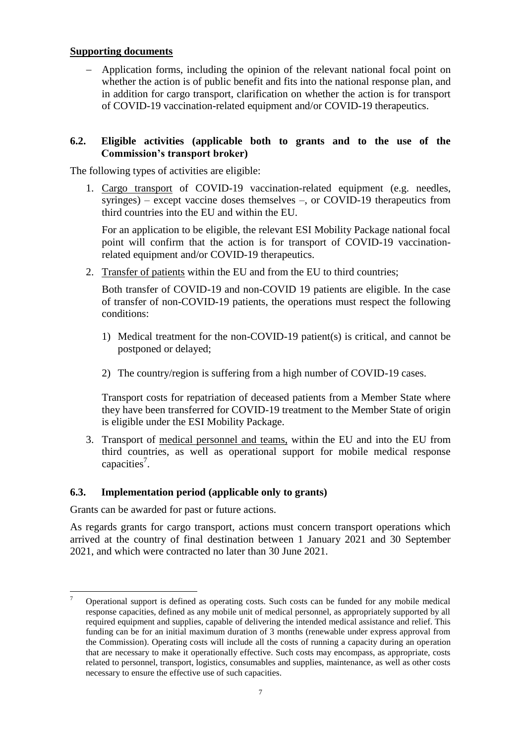**Supporting documents**

- Application forms, including the opinion of the relevant national focal point on whether the action is of public benefit and fits into the national response plan, and in addition for cargo transport, clarification on whether the action is for transport of COVID-19 vaccination-related equipment and/or COVID-19 therapeutics.

### 6.2. Eligible activities (applicable both to grants and to the use of the Commission's transport broker)

The following types of activities are eligible:

1. Cargo transport of COVID-19 vaccination-related equipment (e.g. needles, syringes) – except vaccine doses themselves –, or COVID-19 therapeutics from third countries into the EU and within the EU.

   For an application to be eligible, the relevant ESI Mobility Package national focal point will confirm that the action is for transport of COVID-19 vaccination-related equipment and/or COVID-19 therapeutics.

2. Transfer of patients within the EU and from the EU to third countries;

   Both transfer of COVID-19 and non-COVID 19 patients are eligible. In the case of transfer of non-COVID-19 patients, the operations must respect the following conditions:

   1) Medical treatment for the non-COVID-19 patient(s) is critical, and cannot be postponed or delayed;

   2) The country/region is suffering from a high number of COVID-19 cases.

   Transport costs for repatriation of deceased patients from a Member State where they have been transferred for COVID-19 treatment to the Member State of origin is eligible under the ESI Mobility Package.

3. Transport of medical personnel and teams, within the EU and into the EU from third countries, as well as operational support for mobile medical response capacities[7].

### 6.3. Implementation period (applicable only to grants)

Grants can be awarded for past or future actions.

As regards grants for cargo transport, actions must concern transport operations which arrived at the country of final destination between 1 January 2021 and 30 September 2021, and which were contracted no later than 30 June 2021.

---

[7] Operational support is defined as operating costs. Such costs can be funded for any mobile medical response capacities, defined as any mobile unit of medical personnel, as appropriately supported by all required equipment and supplies, capable of delivering the intended medical assistance and relief. This funding can be for an initial maximum duration of 3 months (renewable under express approval from the Commission). Operating costs will include all the costs of running a capacity during an operation that are necessary to make it operationally effective. Such costs may encompass, as appropriate, costs related to personnel, transport, logistics, consumables and supplies, maintenance, as well as other costs necessary to ensure the effective use of such capacities.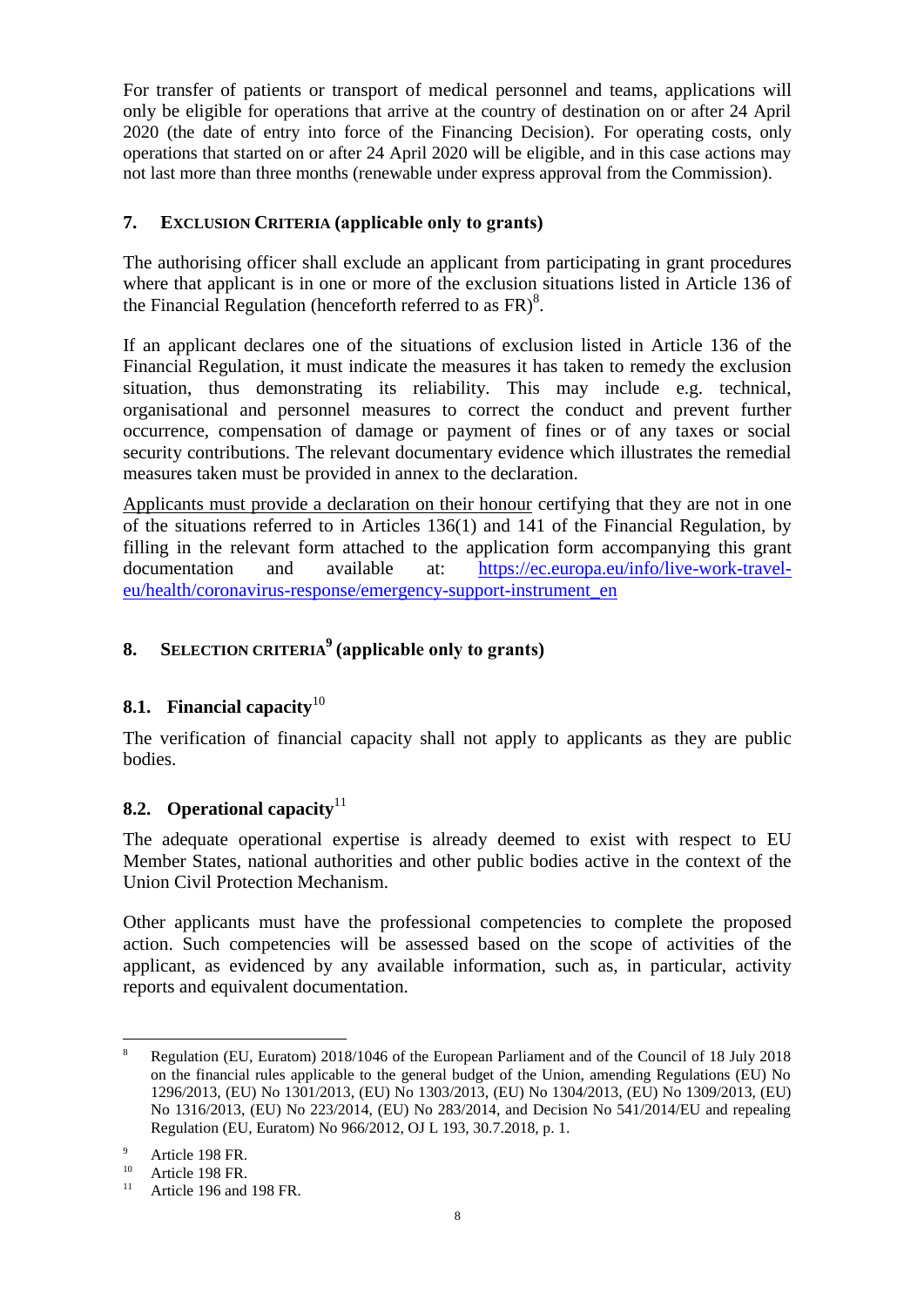For transfer of patients or transport of medical personnel and teams, applications will only be eligible for operations that arrive at the country of destination on or after 24 April 2020 (the date of entry into force of the Financing Decision). For operating costs, only operations that started on or after 24 April 2020 will be eligible, and in this case actions may not last more than three months (renewable under express approval from the Commission).

## 7. EXCLUSION CRITERIA (applicable only to grants)

The authorising officer shall exclude an applicant from participating in grant procedures where that applicant is in one or more of the exclusion situations listed in Article 136 of the Financial Regulation (henceforth referred to as FR)[8].

If an applicant declares one of the situations of exclusion listed in Article 136 of the Financial Regulation, it must indicate the measures it has taken to remedy the exclusion situation, thus demonstrating its reliability. This may include e.g. technical, organisational and personnel measures to correct the conduct and prevent further occurrence, compensation of damage or payment of fines or of any taxes or social security contributions. The relevant documentary evidence which illustrates the remedial measures taken must be provided in annex to the declaration.

Applicants must provide a declaration on their honour certifying that they are not in one of the situations referred to in Articles 136(1) and 141 of the Financial Regulation, by filling in the relevant form attached to the application form accompanying this grant documentation and available at: https://ec.europa.eu/info/live-work-travel-eu/health/coronavirus-response/emergency-support-instrument_en

## 8. SELECTION CRITERIA[9] (applicable only to grants)

### 8.1. Financial capacity[10]

The verification of financial capacity shall not apply to applicants as they are public bodies.

### 8.2. Operational capacity[11]

The adequate operational expertise is already deemed to exist with respect to EU Member States, national authorities and other public bodies active in the context of the Union Civil Protection Mechanism.

Other applicants must have the professional competencies to complete the proposed action. Such competencies will be assessed based on the scope of activities of the applicant, as evidenced by any available information, such as, in particular, activity reports and equivalent documentation.

---

[8] Regulation (EU, Euratom) 2018/1046 of the European Parliament and of the Council of 18 July 2018 on the financial rules applicable to the general budget of the Union, amending Regulations (EU) No 1296/2013, (EU) No 1301/2013, (EU) No 1303/2013, (EU) No 1304/2013, (EU) No 1309/2013, (EU) No 1316/2013, (EU) No 223/2014, (EU) No 283/2014, and Decision No 541/2014/EU and repealing Regulation (EU, Euratom) No 966/2012, OJ L 193, 30.7.2018, p. 1.

[9] Article 198 FR.

[10] Article 198 FR.

[11] Article 196 and 198 FR.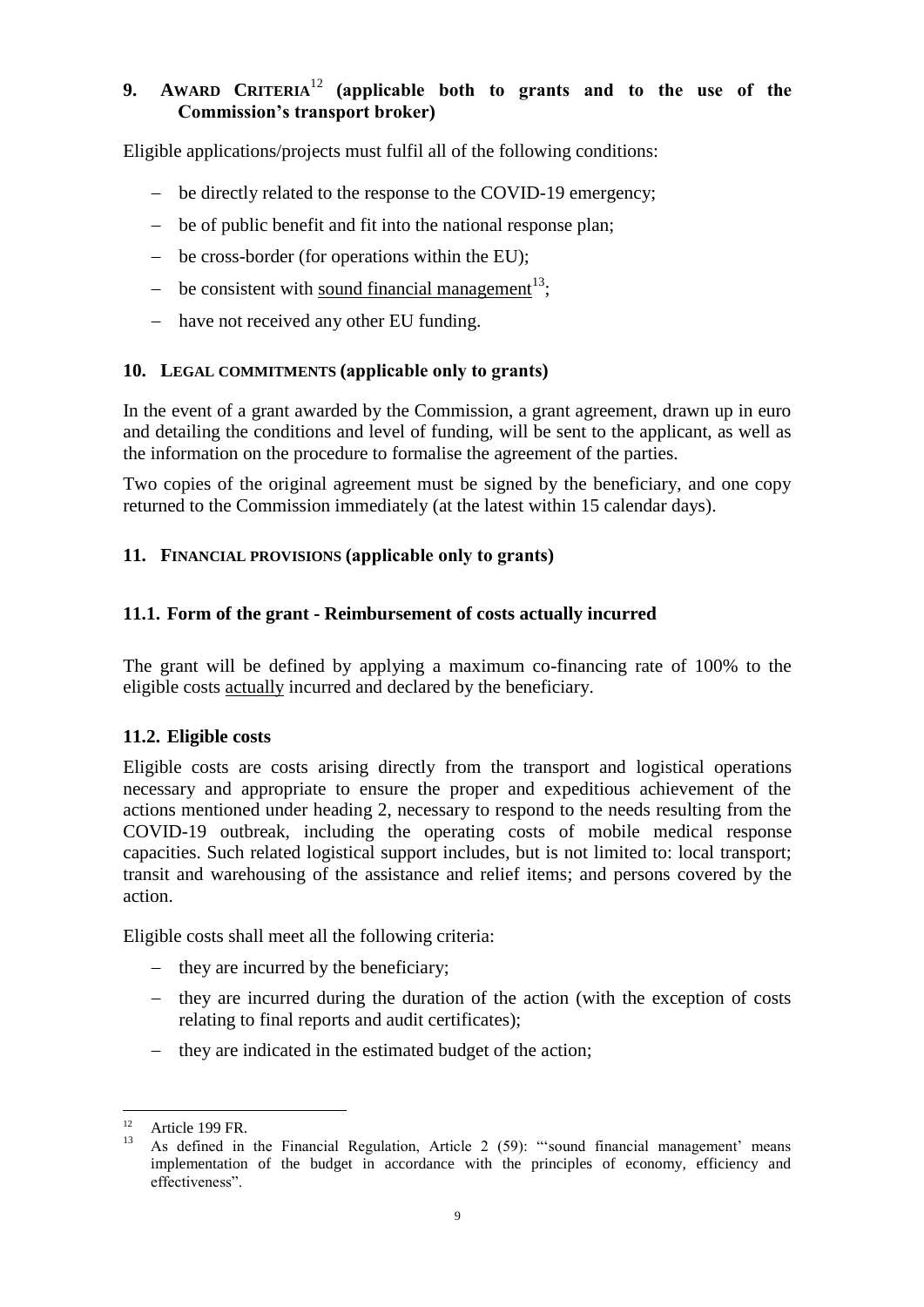## 9. AWARD CRITERIA[12] (applicable both to grants and to the use of the Commission's transport broker)

Eligible applications/projects must fulfil all of the following conditions:

- be directly related to the response to the COVID-19 emergency;
- be of public benefit and fit into the national response plan;
- be cross-border (for operations within the EU);
- be consistent with sound financial management[13];
- have not received any other EU funding.

## 10. LEGAL COMMITMENTS (applicable only to grants)

In the event of a grant awarded by the Commission, a grant agreement, drawn up in euro and detailing the conditions and level of funding, will be sent to the applicant, as well as the information on the procedure to formalise the agreement of the parties.

Two copies of the original agreement must be signed by the beneficiary, and one copy returned to the Commission immediately (at the latest within 15 calendar days).

## 11. FINANCIAL PROVISIONS (applicable only to grants)

### 11.1. Form of the grant - Reimbursement of costs actually incurred

The grant will be defined by applying a maximum co-financing rate of 100% to the eligible costs actually incurred and declared by the beneficiary.

### 11.2. Eligible costs

Eligible costs are costs arising directly from the transport and logistical operations necessary and appropriate to ensure the proper and expeditious achievement of the actions mentioned under heading 2, necessary to respond to the needs resulting from the COVID-19 outbreak, including the operating costs of mobile medical response capacities. Such related logistical support includes, but is not limited to: local transport; transit and warehousing of the assistance and relief items; and persons covered by the action.

Eligible costs shall meet all the following criteria:

- they are incurred by the beneficiary;
- they are incurred during the duration of the action (with the exception of costs relating to final reports and audit certificates);
- they are indicated in the estimated budget of the action;

---

[12] Article 199 FR.

[13] As defined in the Financial Regulation, Article 2 (59): "'sound financial management' means implementation of the budget in accordance with the principles of economy, efficiency and effectiveness".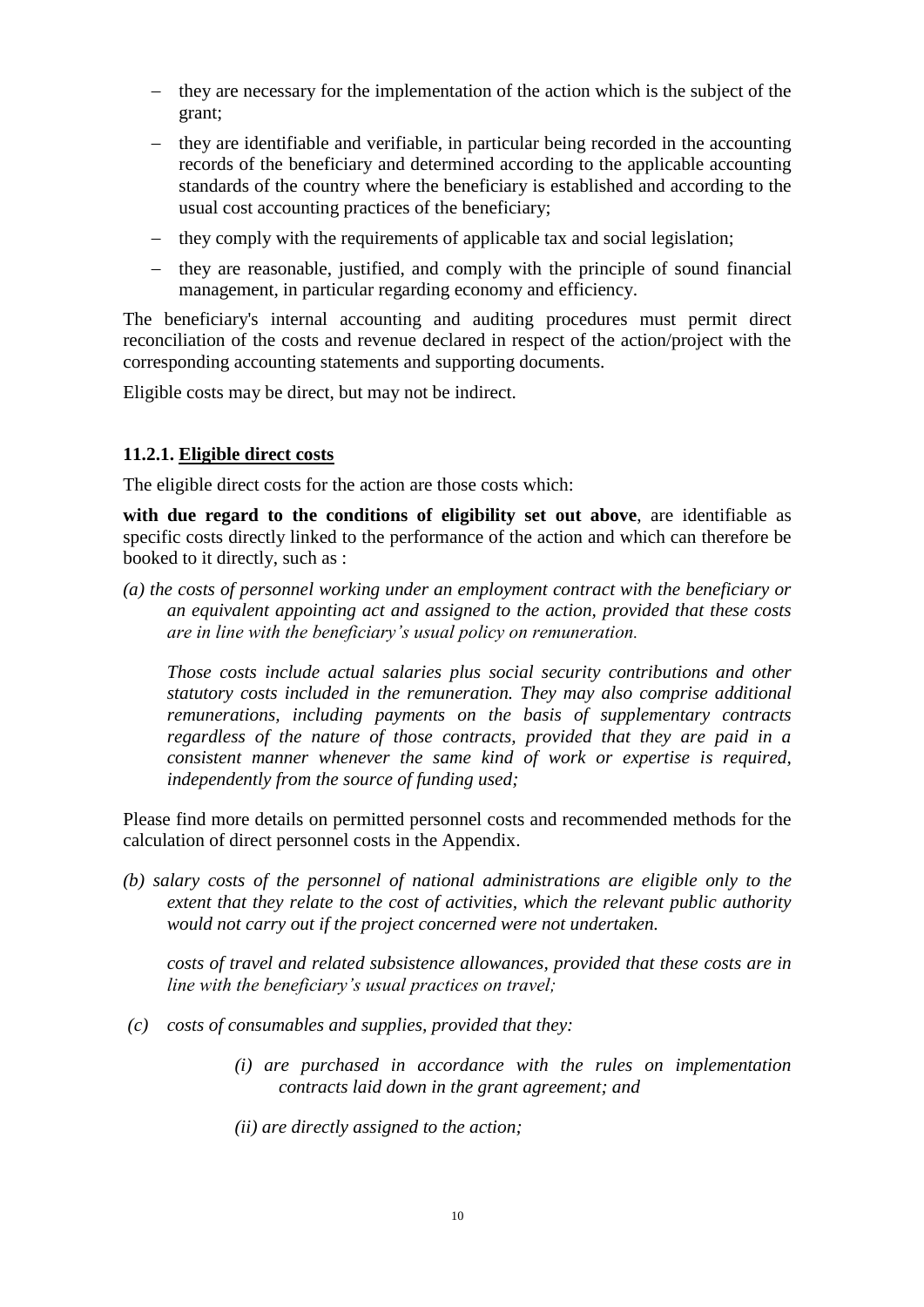- they are necessary for the implementation of the action which is the subject of the grant;
- they are identifiable and verifiable, in particular being recorded in the accounting records of the beneficiary and determined according to the applicable accounting standards of the country where the beneficiary is established and according to the usual cost accounting practices of the beneficiary;
- they comply with the requirements of applicable tax and social legislation;
- they are reasonable, justified, and comply with the principle of sound financial management, in particular regarding economy and efficiency.

The beneficiary's internal accounting and auditing procedures must permit direct reconciliation of the costs and revenue declared in respect of the action/project with the corresponding accounting statements and supporting documents.

Eligible costs may be direct, but may not be indirect.

#### 11.2.1. Eligible direct costs

The eligible direct costs for the action are those costs which:

**with due regard to the conditions of eligibility set out above**, are identifiable as specific costs directly linked to the performance of the action and which can therefore be booked to it directly, such as :

*(a) the costs of personnel working under an employment contract with the beneficiary or an equivalent appointing act and assigned to the action, provided that these costs are in line with the beneficiary's usual policy on remuneration.*

*Those costs include actual salaries plus social security contributions and other statutory costs included in the remuneration. They may also comprise additional remunerations, including payments on the basis of supplementary contracts regardless of the nature of those contracts, provided that they are paid in a consistent manner whenever the same kind of work or expertise is required, independently from the source of funding used;*

Please find more details on permitted personnel costs and recommended methods for the calculation of direct personnel costs in the Appendix.

*(b) salary costs of the personnel of national administrations are eligible only to the extent that they relate to the cost of activities, which the relevant public authority would not carry out if the project concerned were not undertaken.*

*costs of travel and related subsistence allowances, provided that these costs are in line with the beneficiary's usual practices on travel;*

*(c) costs of consumables and supplies, provided that they:*

*(i) are purchased in accordance with the rules on implementation contracts laid down in the grant agreement; and*

*(ii) are directly assigned to the action;*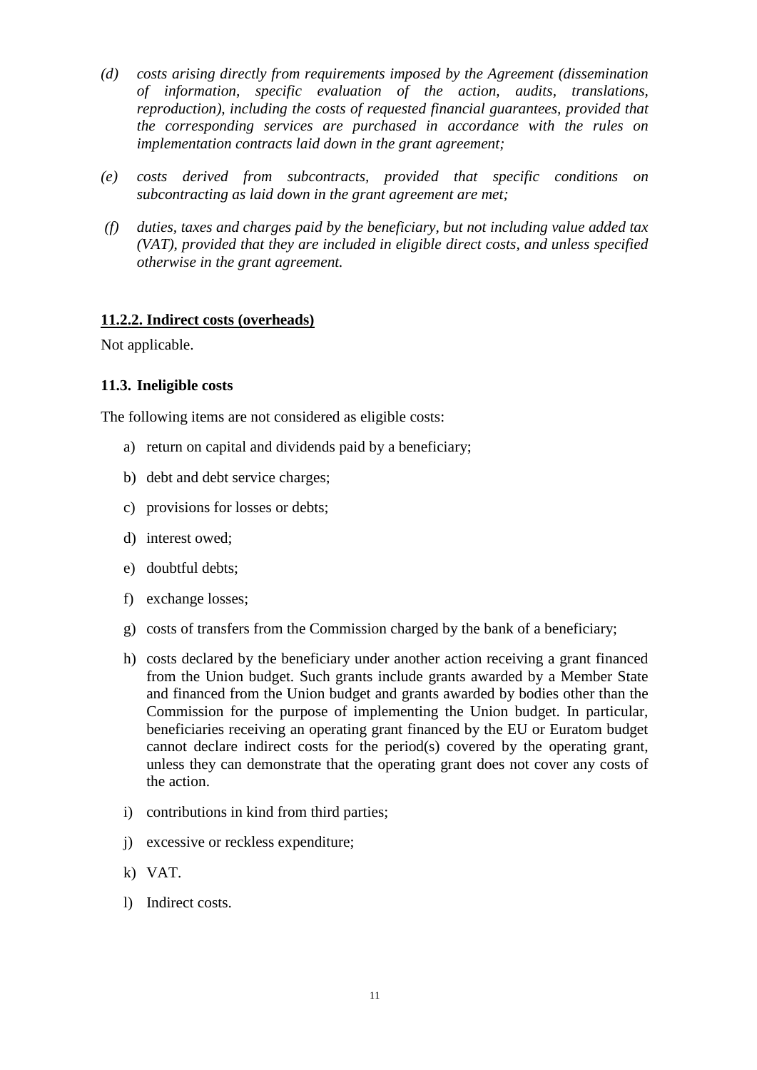*(d)* *costs arising directly from requirements imposed by the Agreement (dissemination of information, specific evaluation of the action, audits, translations, reproduction), including the costs of requested financial guarantees, provided that the corresponding services are purchased in accordance with the rules on implementation contracts laid down in the grant agreement;*

*(e)* *costs derived from subcontracts, provided that specific conditions on subcontracting as laid down in the grant agreement are met;*

*(f)* *duties, taxes and charges paid by the beneficiary, but not including value added tax (VAT), provided that they are included in eligible direct costs, and unless specified otherwise in the grant agreement.*

#### <u>11.2.2. Indirect costs (overheads)</u>

Not applicable.

### 11.3. Ineligible costs

The following items are not considered as eligible costs:

a) return on capital and dividends paid by a beneficiary;

b) debt and debt service charges;

c) provisions for losses or debts;

d) interest owed;

e) doubtful debts;

f) exchange losses;

g) costs of transfers from the Commission charged by the bank of a beneficiary;

h) costs declared by the beneficiary under another action receiving a grant financed from the Union budget. Such grants include grants awarded by a Member State and financed from the Union budget and grants awarded by bodies other than the Commission for the purpose of implementing the Union budget. In particular, beneficiaries receiving an operating grant financed by the EU or Euratom budget cannot declare indirect costs for the period(s) covered by the operating grant, unless they can demonstrate that the operating grant does not cover any costs of the action.

i) contributions in kind from third parties;

j) excessive or reckless expenditure;

k) VAT.

l) Indirect costs.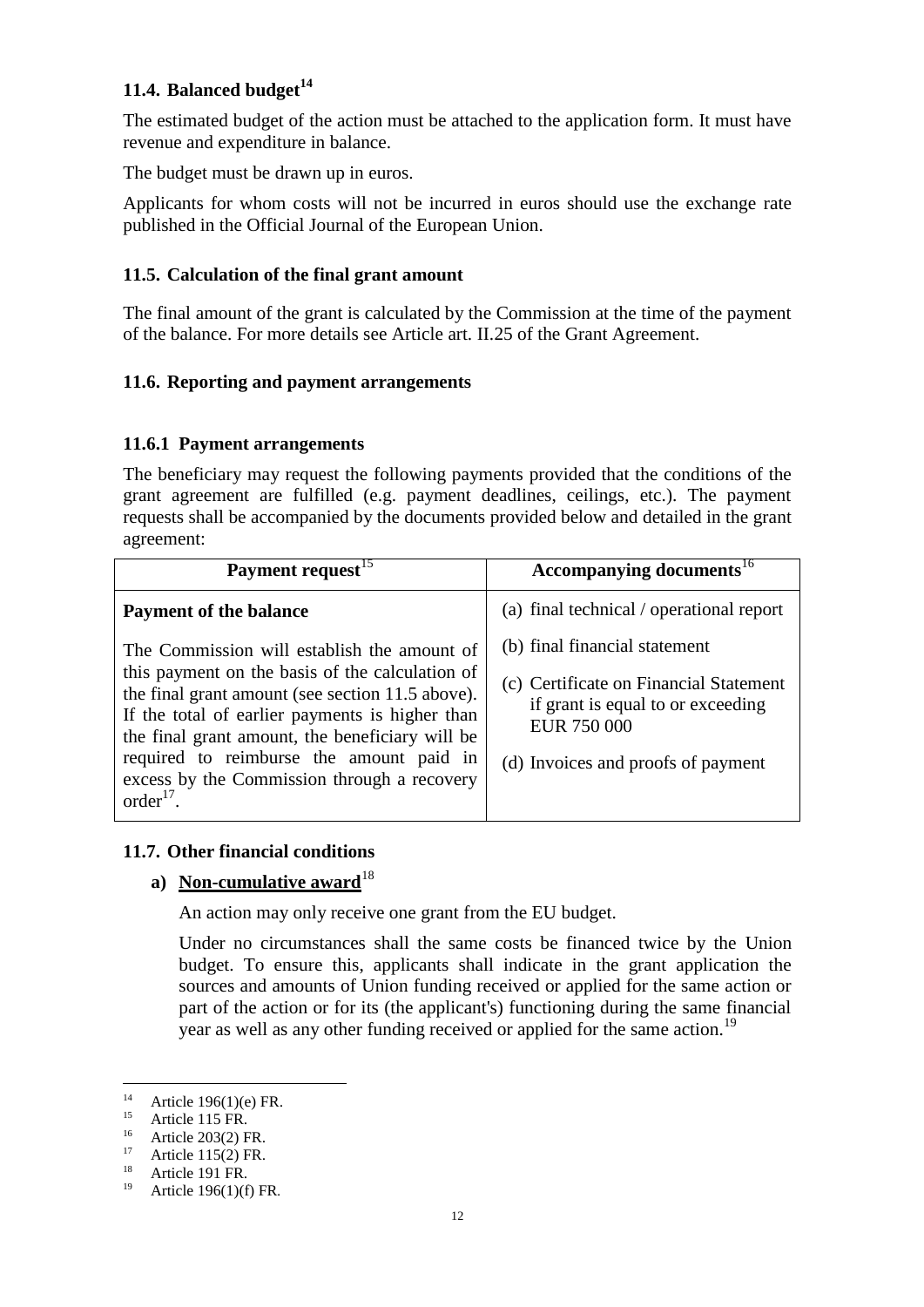### 11.4. Balanced budget[14]

The estimated budget of the action must be attached to the application form. It must have revenue and expenditure in balance.

The budget must be drawn up in euros.

Applicants for whom costs will not be incurred in euros should use the exchange rate published in the Official Journal of the European Union.

### 11.5. Calculation of the final grant amount

The final amount of the grant is calculated by the Commission at the time of the payment of the balance. For more details see Article art. II.25 of the Grant Agreement.

### 11.6. Reporting and payment arrangements

#### 11.6.1 Payment arrangements

The beneficiary may request the following payments provided that the conditions of the grant agreement are fulfilled (e.g. payment deadlines, ceilings, etc.). The payment requests shall be accompanied by the documents provided below and detailed in the grant agreement:

| Payment request[15] | Accompanying documents[16] |
| --- | --- |
| **Payment of the balance**<br><br>The Commission will establish the amount of this payment on the basis of the calculation of the final grant amount (see section 11.5 above). If the total of earlier payments is higher than the final grant amount, the beneficiary will be required to reimburse the amount paid in excess by the Commission through a recovery order[17]. | (a) final technical / operational report<br><br>(b) final financial statement<br><br>(c) Certificate on Financial Statement if grant is equal to or exceeding EUR 750 000<br><br>(d) Invoices and proofs of payment |

### 11.7. Other financial conditions

**a) Non-cumulative award**[18]

An action may only receive one grant from the EU budget.

Under no circumstances shall the same costs be financed twice by the Union budget. To ensure this, applicants shall indicate in the grant application the sources and amounts of Union funding received or applied for the same action or part of the action or for its (the applicant's) functioning during the same financial year as well as any other funding received or applied for the same action.[19]

---

[14] Article 196(1)(e) FR.

[15] Article 115 FR.

[16] Article 203(2) FR.

[17] Article 115(2) FR.

[18] Article 191 FR.

[19] Article 196(1)(f) FR.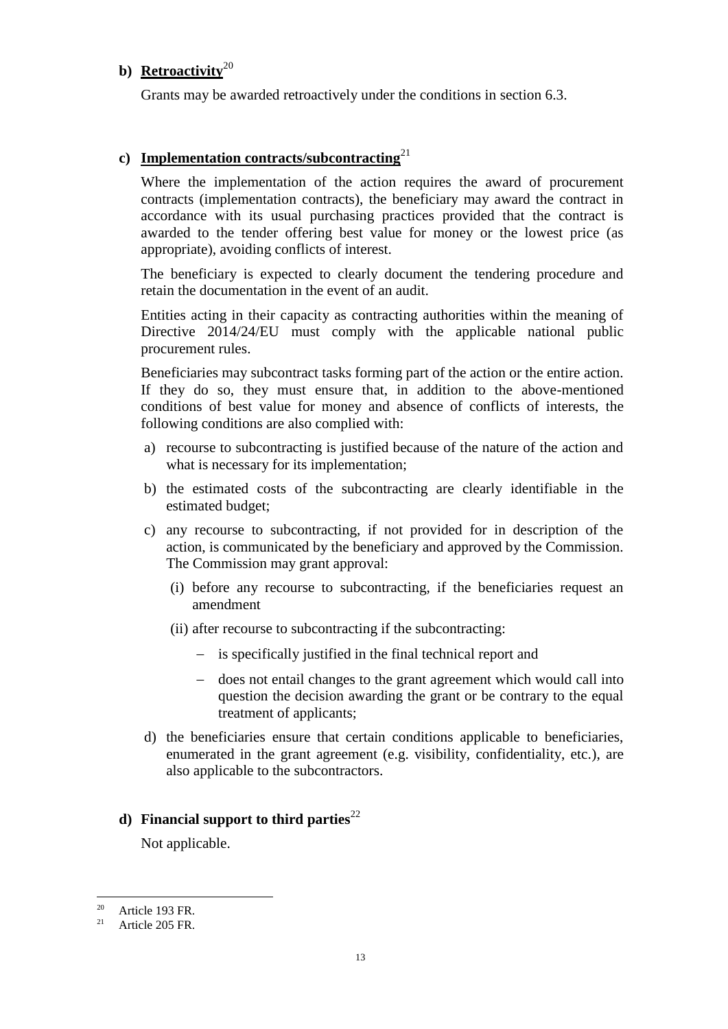**b) Retroactivity**[20]

Grants may be awarded retroactively under the conditions in section 6.3.

**c) Implementation contracts/subcontracting**[21]

Where the implementation of the action requires the award of procurement contracts (implementation contracts), the beneficiary may award the contract in accordance with its usual purchasing practices provided that the contract is awarded to the tender offering best value for money or the lowest price (as appropriate), avoiding conflicts of interest.

The beneficiary is expected to clearly document the tendering procedure and retain the documentation in the event of an audit.

Entities acting in their capacity as contracting authorities within the meaning of Directive 2014/24/EU must comply with the applicable national public procurement rules.

Beneficiaries may subcontract tasks forming part of the action or the entire action. If they do so, they must ensure that, in addition to the above-mentioned conditions of best value for money and absence of conflicts of interests, the following conditions are also complied with:

a) recourse to subcontracting is justified because of the nature of the action and what is necessary for its implementation;

b) the estimated costs of the subcontracting are clearly identifiable in the estimated budget;

c) any recourse to subcontracting, if not provided for in description of the action, is communicated by the beneficiary and approved by the Commission. The Commission may grant approval:

   (i) before any recourse to subcontracting, if the beneficiaries request an amendment

   (ii) after recourse to subcontracting if the subcontracting:

   - is specifically justified in the final technical report and
   - does not entail changes to the grant agreement which would call into question the decision awarding the grant or be contrary to the equal treatment of applicants;

d) the beneficiaries ensure that certain conditions applicable to beneficiaries, enumerated in the grant agreement (e.g. visibility, confidentiality, etc.), are also applicable to the subcontractors.

**d) Financial support to third parties**[22]

Not applicable.

---

[20] Article 193 FR.

[21] Article 205 FR.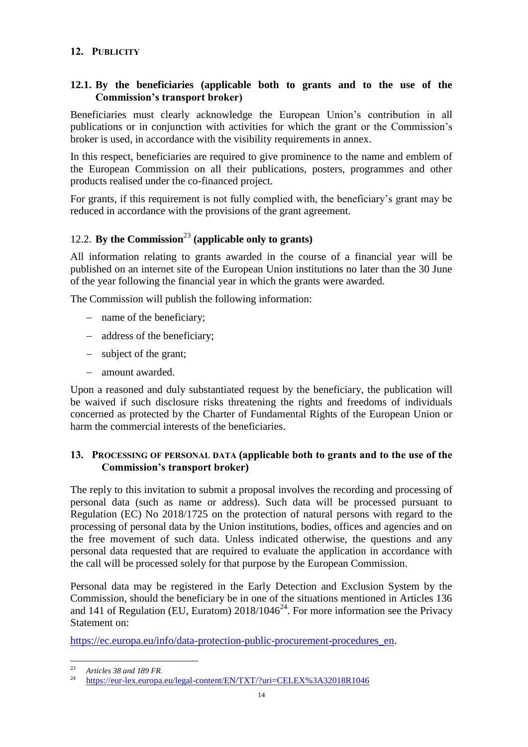## 12. PUBLICITY

### 12.1. By the beneficiaries (applicable both to grants and to the use of the Commission's transport broker)

Beneficiaries must clearly acknowledge the European Union's contribution in all publications or in conjunction with activities for which the grant or the Commission's broker is used, in accordance with the visibility requirements in annex.

In this respect, beneficiaries are required to give prominence to the name and emblem of the European Commission on all their publications, posters, programmes and other products realised under the co-financed project.

For grants, if this requirement is not fully complied with, the beneficiary's grant may be reduced in accordance with the provisions of the grant agreement.

### 12.2. By the Commission[23] (applicable only to grants)

All information relating to grants awarded in the course of a financial year will be published on an internet site of the European Union institutions no later than the 30 June of the year following the financial year in which the grants were awarded.

The Commission will publish the following information:

- name of the beneficiary;
- address of the beneficiary;
- subject of the grant;
- amount awarded.

Upon a reasoned and duly substantiated request by the beneficiary, the publication will be waived if such disclosure risks threatening the rights and freedoms of individuals concerned as protected by the Charter of Fundamental Rights of the European Union or harm the commercial interests of the beneficiaries.

## 13. PROCESSING OF PERSONAL DATA (applicable both to grants and to the use of the Commission's transport broker)

The reply to this invitation to submit a proposal involves the recording and processing of personal data (such as name or address). Such data will be processed pursuant to Regulation (EC) No 2018/1725 on the protection of natural persons with regard to the processing of personal data by the Union institutions, bodies, offices and agencies and on the free movement of such data. Unless indicated otherwise, the questions and any personal data requested that are required to evaluate the application in accordance with the call will be processed solely for that purpose by the European Commission.

Personal data may be registered in the Early Detection and Exclusion System by the Commission, should the beneficiary be in one of the situations mentioned in Articles 136 and 141 of Regulation (EU, Euratom) 2018/1046[24]. For more information see the Privacy Statement on:

https://ec.europa.eu/info/data-protection-public-procurement-procedures_en.

---

[23] *Articles 38 and 189 FR.*

[24] https://eur-lex.europa.eu/legal-content/EN/TXT/?uri=CELEX%3A32018R1046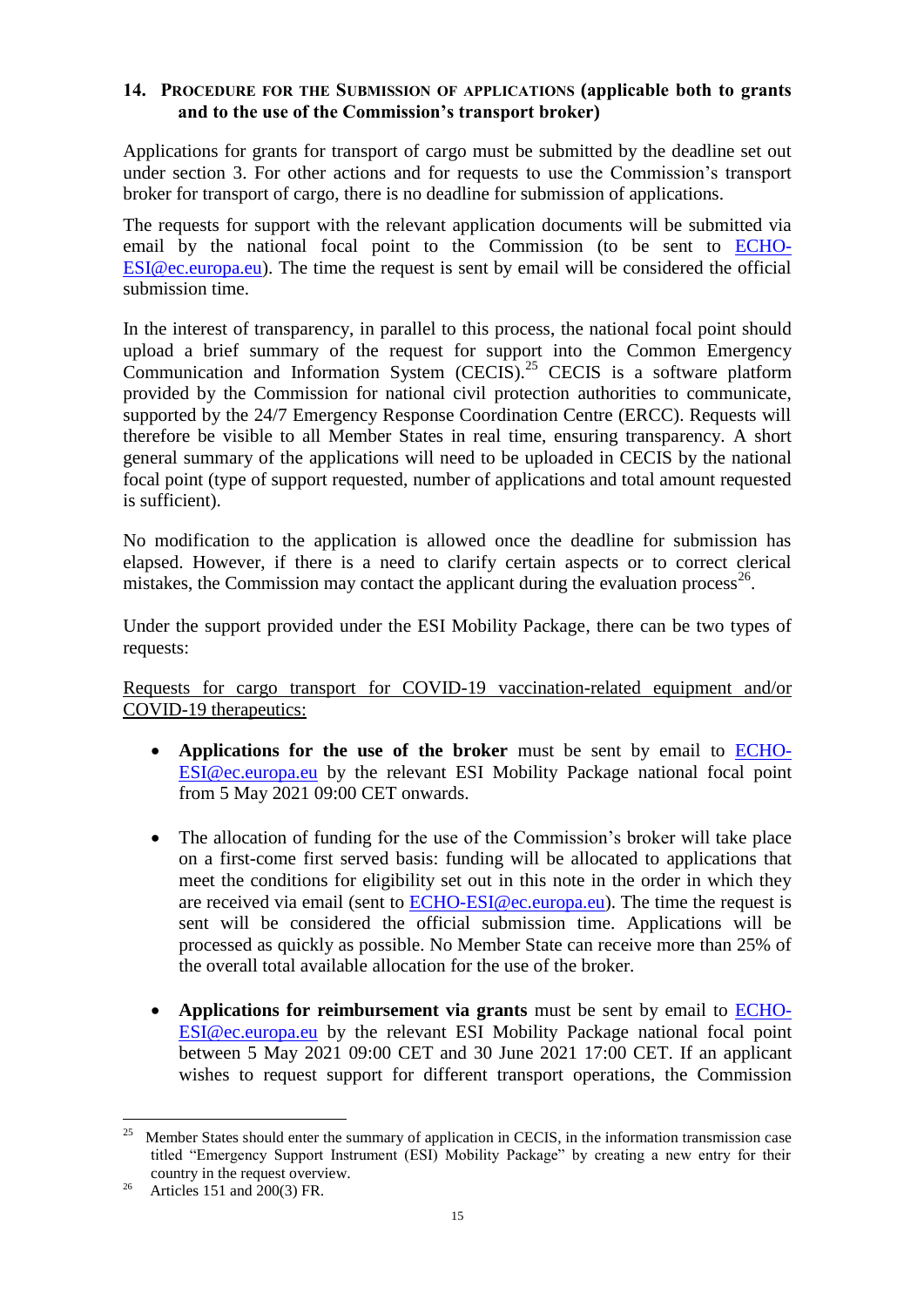## 14. Procedure for the Submission of applications (applicable both to grants and to the use of the Commission's transport broker)

Applications for grants for transport of cargo must be submitted by the deadline set out under section 3. For other actions and for requests to use the Commission's transport broker for transport of cargo, there is no deadline for submission of applications.

The requests for support with the relevant application documents will be submitted via email by the national focal point to the Commission (to be sent to ECHO-ESI@ec.europa.eu). The time the request is sent by email will be considered the official submission time.

In the interest of transparency, in parallel to this process, the national focal point should upload a brief summary of the request for support into the Common Emergency Communication and Information System (CECIS).[25] CECIS is a software platform provided by the Commission for national civil protection authorities to communicate, supported by the 24/7 Emergency Response Coordination Centre (ERCC). Requests will therefore be visible to all Member States in real time, ensuring transparency. A short general summary of the applications will need to be uploaded in CECIS by the national focal point (type of support requested, number of applications and total amount requested is sufficient).

No modification to the application is allowed once the deadline for submission has elapsed. However, if there is a need to clarify certain aspects or to correct clerical mistakes, the Commission may contact the applicant during the evaluation process[26].

Under the support provided under the ESI Mobility Package, there can be two types of requests:

Requests for cargo transport for COVID-19 vaccination-related equipment and/or COVID-19 therapeutics:

- **Applications for the use of the broker** must be sent by email to ECHO-ESI@ec.europa.eu by the relevant ESI Mobility Package national focal point from 5 May 2021 09:00 CET onwards.
- The allocation of funding for the use of the Commission's broker will take place on a first-come first served basis: funding will be allocated to applications that meet the conditions for eligibility set out in this note in the order in which they are received via email (sent to ECHO-ESI@ec.europa.eu). The time the request is sent will be considered the official submission time. Applications will be processed as quickly as possible. No Member State can receive more than 25% of the overall total available allocation for the use of the broker.
- **Applications for reimbursement via grants** must be sent by email to ECHO-ESI@ec.europa.eu by the relevant ESI Mobility Package national focal point between 5 May 2021 09:00 CET and 30 June 2021 17:00 CET. If an applicant wishes to request support for different transport operations, the Commission

[25] Member States should enter the summary of application in CECIS, in the information transmission case titled "Emergency Support Instrument (ESI) Mobility Package" by creating a new entry for their country in the request overview.

[26] Articles 151 and 200(3) FR.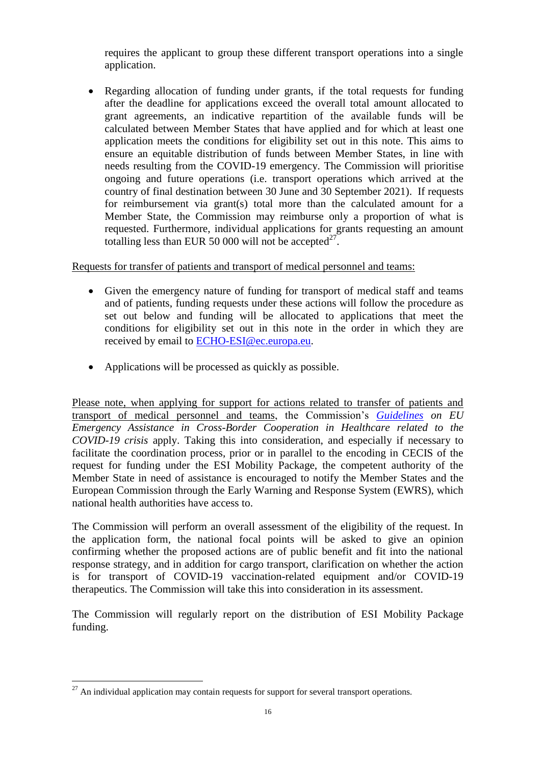requires the applicant to group these different transport operations into a single application.

- Regarding allocation of funding under grants, if the total requests for funding after the deadline for applications exceed the overall total amount allocated to grant agreements, an indicative repartition of the available funds will be calculated between Member States that have applied and for which at least one application meets the conditions for eligibility set out in this note. This aims to ensure an equitable distribution of funds between Member States, in line with needs resulting from the COVID-19 emergency. The Commission will prioritise ongoing and future operations (i.e. transport operations which arrived at the country of final destination between 30 June and 30 September 2021). If requests for reimbursement via grant(s) total more than the calculated amount for a Member State, the Commission may reimburse only a proportion of what is requested. Furthermore, individual applications for grants requesting an amount totalling less than EUR 50 000 will not be accepted[27].

Requests for transfer of patients and transport of medical personnel and teams:

- Given the emergency nature of funding for transport of medical staff and teams and of patients, funding requests under these actions will follow the procedure as set out below and funding will be allocated to applications that meet the conditions for eligibility set out in this note in the order in which they are received by email to ECHO-ESI@ec.europa.eu.

- Applications will be processed as quickly as possible.

Please note, when applying for support for actions related to transfer of patients and transport of medical personnel and teams, the Commission's *Guidelines on EU Emergency Assistance in Cross-Border Cooperation in Healthcare related to the COVID-19 crisis* apply. Taking this into consideration, and especially if necessary to facilitate the coordination process, prior or in parallel to the encoding in CECIS of the request for funding under the ESI Mobility Package, the competent authority of the Member State in need of assistance is encouraged to notify the Member States and the European Commission through the Early Warning and Response System (EWRS), which national health authorities have access to.

The Commission will perform an overall assessment of the eligibility of the request. In the application form, the national focal points will be asked to give an opinion confirming whether the proposed actions are of public benefit and fit into the national response strategy, and in addition for cargo transport, clarification on whether the action is for transport of COVID-19 vaccination-related equipment and/or COVID-19 therapeutics. The Commission will take this into consideration in its assessment.

The Commission will regularly report on the distribution of ESI Mobility Package funding.

[27] An individual application may contain requests for support for several transport operations.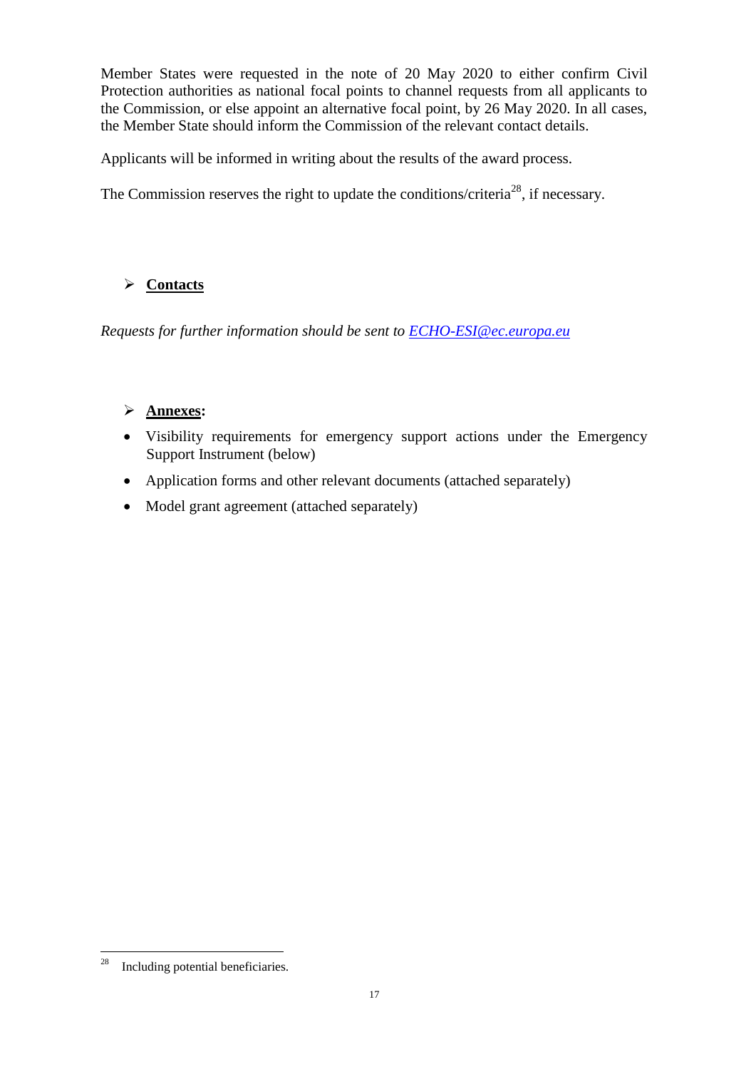Member States were requested in the note of 20 May 2020 to either confirm Civil Protection authorities as national focal points to channel requests from all applicants to the Commission, or else appoint an alternative focal point, by 26 May 2020. In all cases, the Member State should inform the Commission of the relevant contact details.

Applicants will be informed in writing about the results of the award process.

The Commission reserves the right to update the conditions/criteria[28], if necessary.

- **Contacts**

*Requests for further information should be sent to [ECHO-ESI@ec.europa.eu](mailto:ECHO-ESI@ec.europa.eu)*

- **Annexes:**

- Visibility requirements for emergency support actions under the Emergency Support Instrument (below)
- Application forms and other relevant documents (attached separately)
- Model grant agreement (attached separately)

[28] Including potential beneficiaries.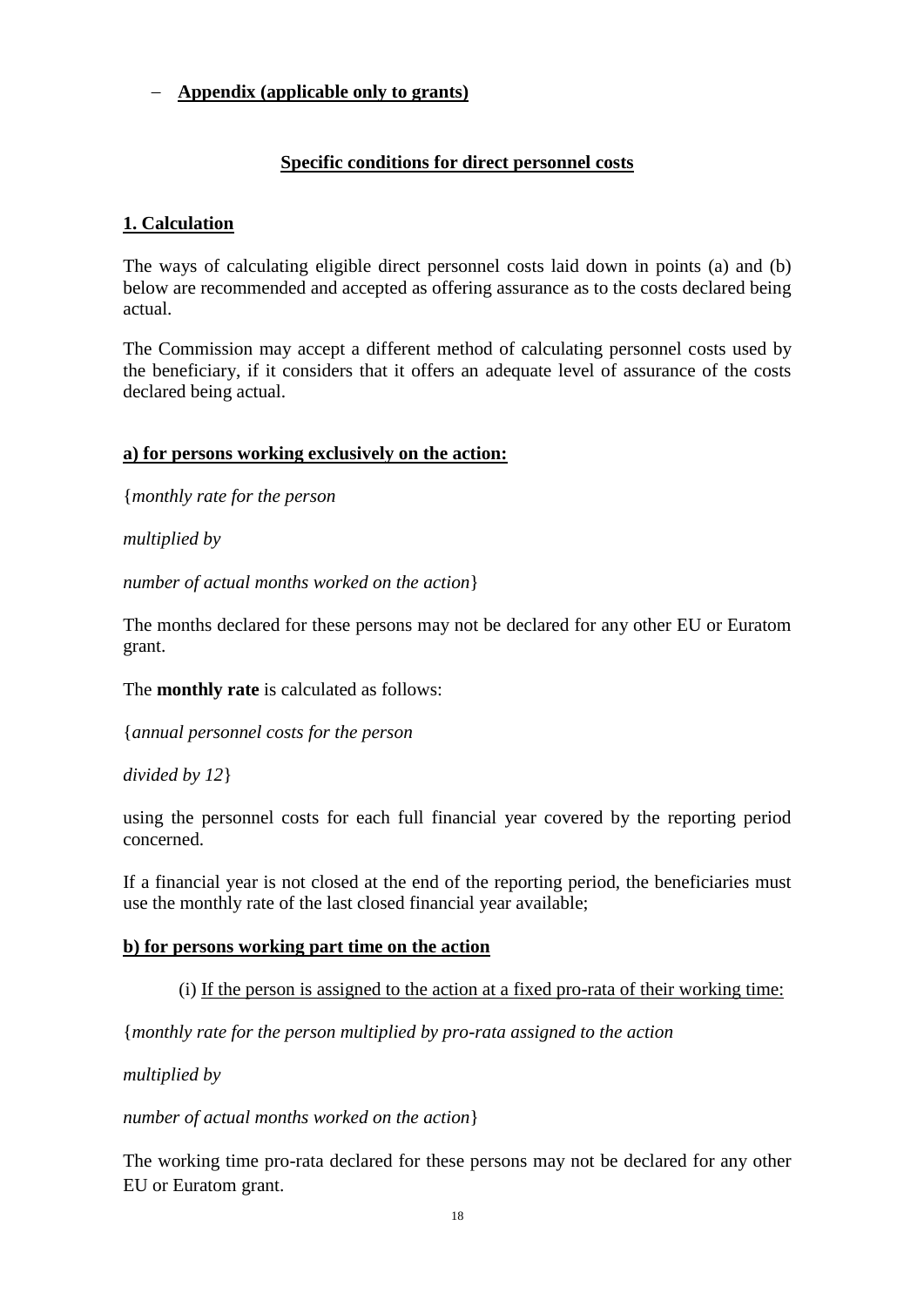– **Appendix (applicable only to grants)**

## Specific conditions for direct personnel costs

### 1. Calculation

The ways of calculating eligible direct personnel costs laid down in points (a) and (b) below are recommended and accepted as offering assurance as to the costs declared being actual.

The Commission may accept a different method of calculating personnel costs used by the beneficiary, if it considers that it offers an adequate level of assurance of the costs declared being actual.

#### a) for persons working exclusively on the action:

{*monthly rate for the person*

*multiplied by*

*number of actual months worked on the action*}

The months declared for these persons may not be declared for any other EU or Euratom grant.

The **monthly rate** is calculated as follows:

{*annual personnel costs for the person*

*divided by 12*}

using the personnel costs for each full financial year covered by the reporting period concerned.

If a financial year is not closed at the end of the reporting period, the beneficiaries must use the monthly rate of the last closed financial year available;

#### b) for persons working part time on the action

(i) If the person is assigned to the action at a fixed pro-rata of their working time:

{*monthly rate for the person multiplied by pro-rata assigned to the action*

*multiplied by*

*number of actual months worked on the action*}

The working time pro-rata declared for these persons may not be declared for any other EU or Euratom grant.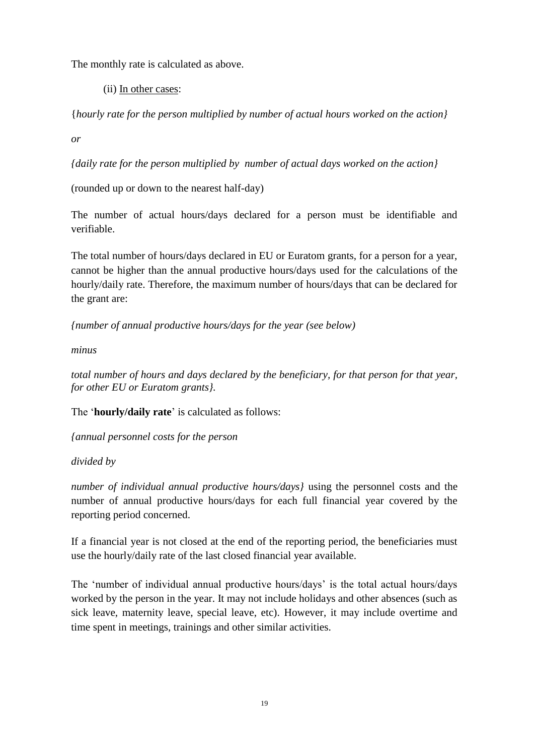The monthly rate is calculated as above.

(ii) <u>In other cases</u>:

{*hourly rate for the person multiplied by number of actual hours worked on the action}*

*or*

*{daily rate for the person multiplied by number of actual days worked on the action}*

(rounded up or down to the nearest half-day)

The number of actual hours/days declared for a person must be identifiable and verifiable.

The total number of hours/days declared in EU or Euratom grants, for a person for a year, cannot be higher than the annual productive hours/days used for the calculations of the hourly/daily rate. Therefore, the maximum number of hours/days that can be declared for the grant are:

*{number of annual productive hours/days for the year (see below)*

*minus*

*total number of hours and days declared by the beneficiary, for that person for that year, for other EU or Euratom grants}.*

The '**hourly/daily rate**' is calculated as follows:

*{annual personnel costs for the person*

*divided by*

*number of individual annual productive hours/days}* using the personnel costs and the number of annual productive hours/days for each full financial year covered by the reporting period concerned.

If a financial year is not closed at the end of the reporting period, the beneficiaries must use the hourly/daily rate of the last closed financial year available.

The 'number of individual annual productive hours/days' is the total actual hours/days worked by the person in the year. It may not include holidays and other absences (such as sick leave, maternity leave, special leave, etc). However, it may include overtime and time spent in meetings, trainings and other similar activities.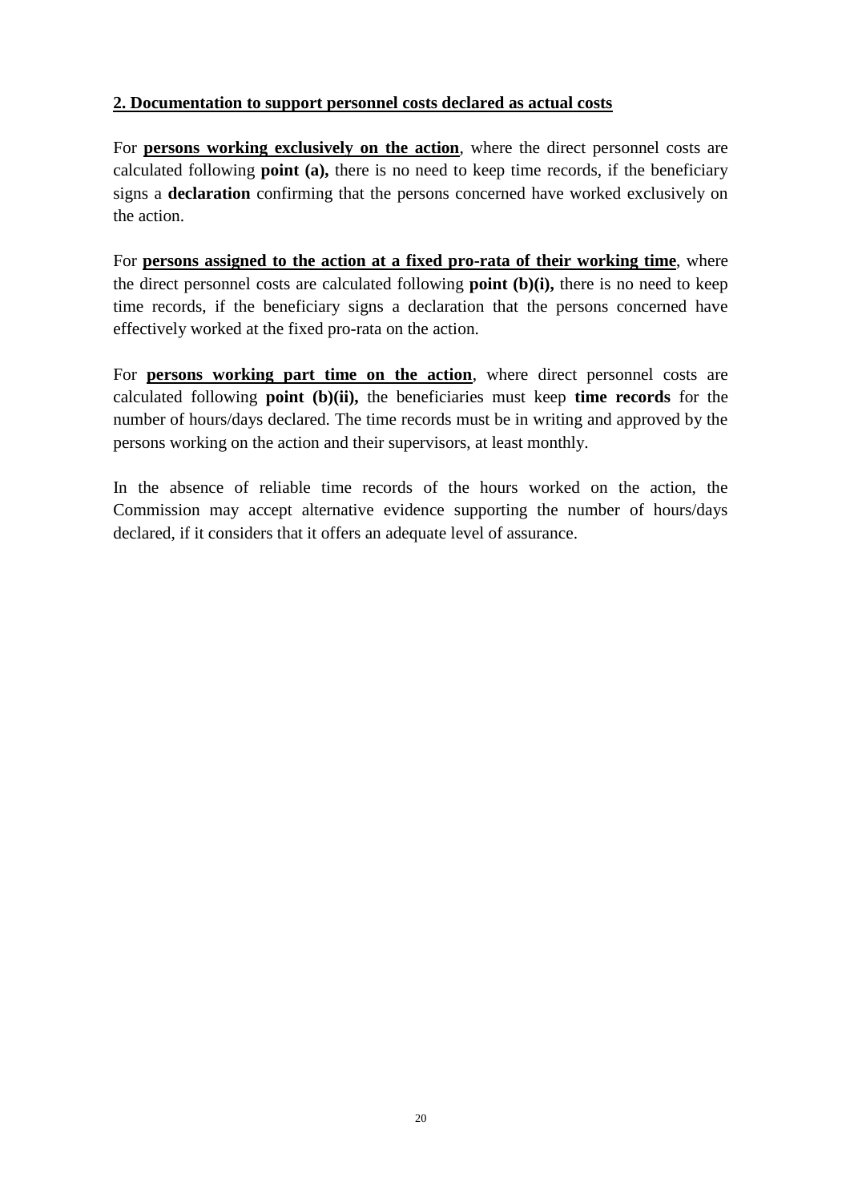## 2. Documentation to support personnel costs declared as actual costs

For **persons working exclusively on the action**, where the direct personnel costs are calculated following **point (a),** there is no need to keep time records, if the beneficiary signs a **declaration** confirming that the persons concerned have worked exclusively on the action.

For **persons assigned to the action at a fixed pro-rata of their working time**, where the direct personnel costs are calculated following **point (b)(i),** there is no need to keep time records, if the beneficiary signs a declaration that the persons concerned have effectively worked at the fixed pro-rata on the action.

For **persons working part time on the action**, where direct personnel costs are calculated following **point (b)(ii),** the beneficiaries must keep **time records** for the number of hours/days declared. The time records must be in writing and approved by the persons working on the action and their supervisors, at least monthly.

In the absence of reliable time records of the hours worked on the action, the Commission may accept alternative evidence supporting the number of hours/days declared, if it considers that it offers an adequate level of assurance.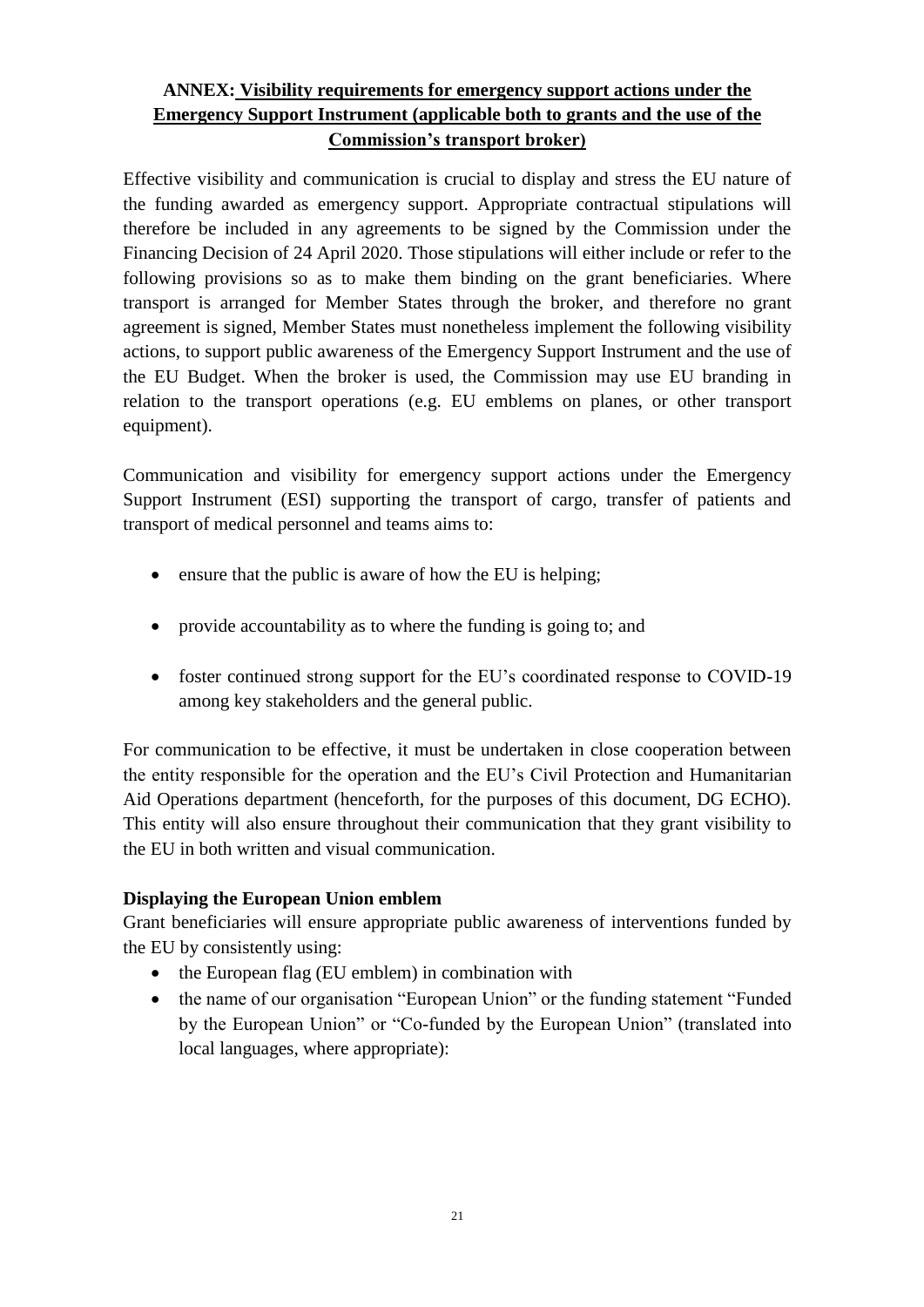## ANNEX: Visibility requirements for emergency support actions under the Emergency Support Instrument (applicable both to grants and the use of the Commission's transport broker)

Effective visibility and communication is crucial to display and stress the EU nature of the funding awarded as emergency support. Appropriate contractual stipulations will therefore be included in any agreements to be signed by the Commission under the Financing Decision of 24 April 2020. Those stipulations will either include or refer to the following provisions so as to make them binding on the grant beneficiaries. Where transport is arranged for Member States through the broker, and therefore no grant agreement is signed, Member States must nonetheless implement the following visibility actions, to support public awareness of the Emergency Support Instrument and the use of the EU Budget. When the broker is used, the Commission may use EU branding in relation to the transport operations (e.g. EU emblems on planes, or other transport equipment).

Communication and visibility for emergency support actions under the Emergency Support Instrument (ESI) supporting the transport of cargo, transfer of patients and transport of medical personnel and teams aims to:

- ensure that the public is aware of how the EU is helping;
- provide accountability as to where the funding is going to; and
- foster continued strong support for the EU's coordinated response to COVID-19 among key stakeholders and the general public.

For communication to be effective, it must be undertaken in close cooperation between the entity responsible for the operation and the EU's Civil Protection and Humanitarian Aid Operations department (henceforth, for the purposes of this document, DG ECHO). This entity will also ensure throughout their communication that they grant visibility to the EU in both written and visual communication.

### Displaying the European Union emblem

Grant beneficiaries will ensure appropriate public awareness of interventions funded by the EU by consistently using:

- the European flag (EU emblem) in combination with
- the name of our organisation "European Union" or the funding statement "Funded by the European Union" or "Co-funded by the European Union" (translated into local languages, where appropriate):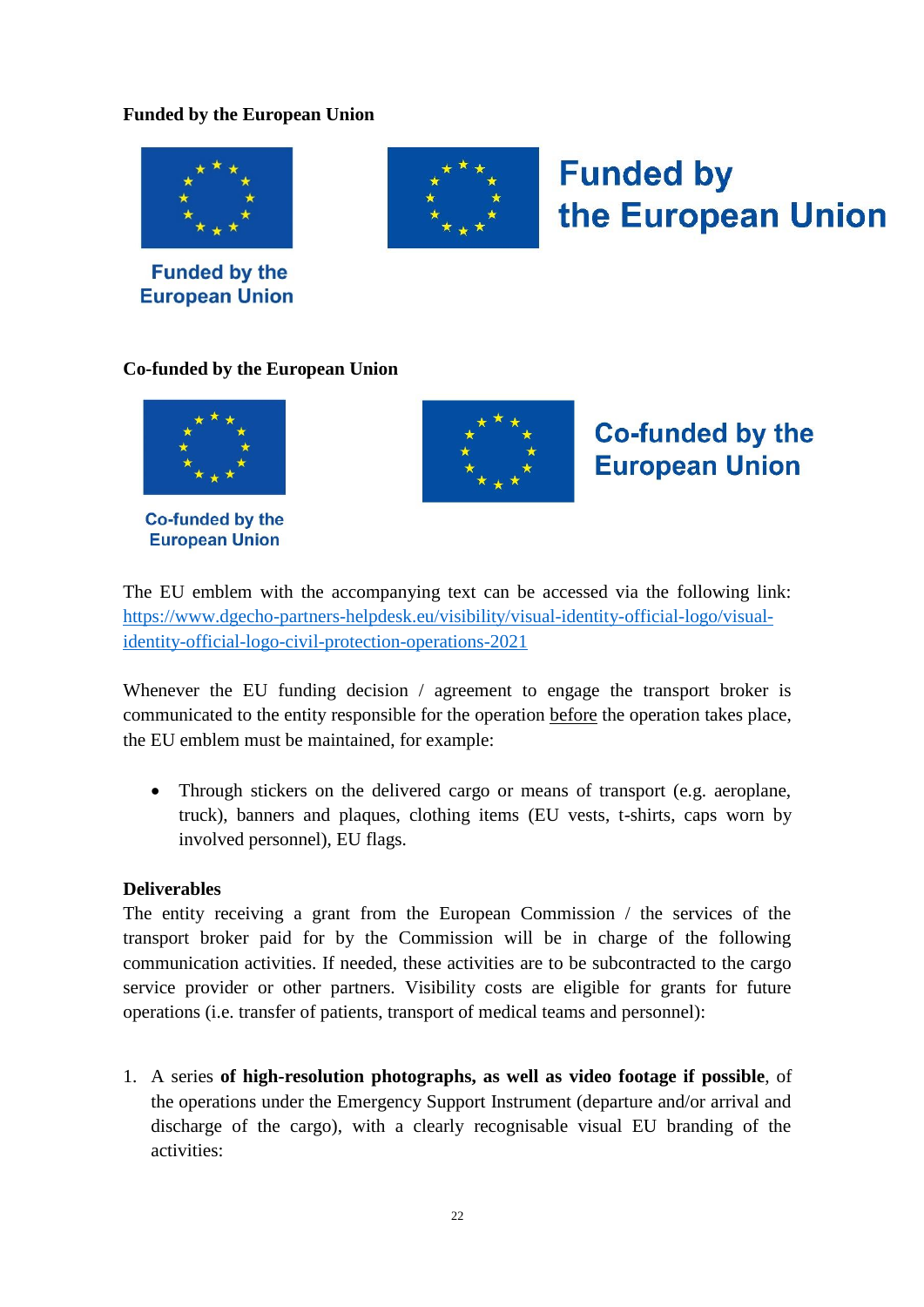**Funded by the European Union**

Funded by the European Union

Funded by the European Union

**Co-funded by the European Union**

Co-funded by the European Union

Co-funded by the European Union

The EU emblem with the accompanying text can be accessed via the following link: https://www.dgecho-partners-helpdesk.eu/visibility/visual-identity-official-logo/visual-identity-official-logo-civil-protection-operations-2021

Whenever the EU funding decision / agreement to engage the transport broker is communicated to the entity responsible for the operation before the operation takes place, the EU emblem must be maintained, for example:

- Through stickers on the delivered cargo or means of transport (e.g. aeroplane, truck), banners and plaques, clothing items (EU vests, t-shirts, caps worn by involved personnel), EU flags.

**Deliverables**

The entity receiving a grant from the European Commission / the services of the transport broker paid for by the Commission will be in charge of the following communication activities. If needed, these activities are to be subcontracted to the cargo service provider or other partners. Visibility costs are eligible for grants for future operations (i.e. transfer of patients, transport of medical teams and personnel):

1. A series **of high-resolution photographs, as well as video footage if possible**, of the operations under the Emergency Support Instrument (departure and/or arrival and discharge of the cargo), with a clearly recognisable visual EU branding of the activities: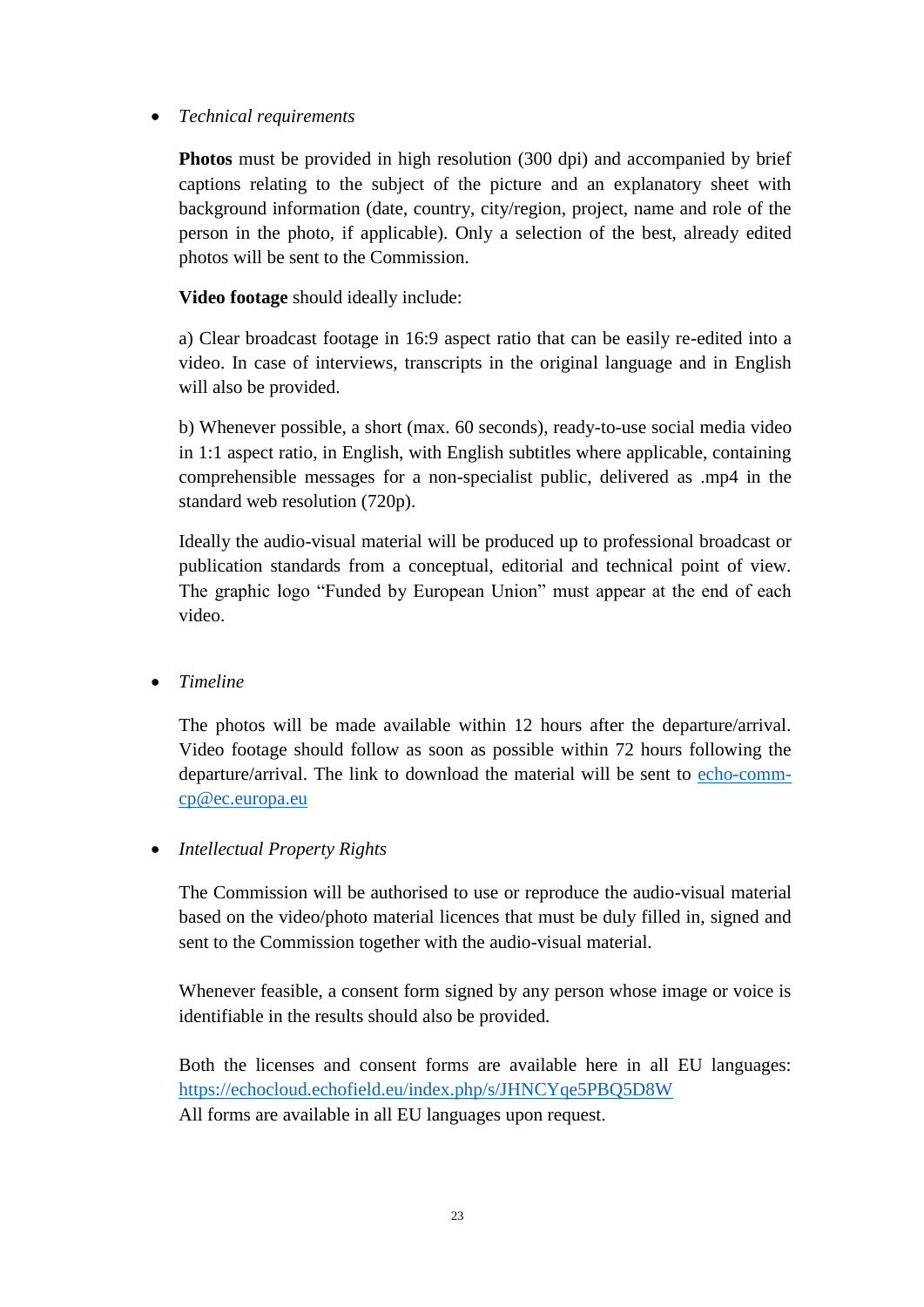- *Technical requirements*

  **Photos** must be provided in high resolution (300 dpi) and accompanied by brief captions relating to the subject of the picture and an explanatory sheet with background information (date, country, city/region, project, name and role of the person in the photo, if applicable). Only a selection of the best, already edited photos will be sent to the Commission.

  **Video footage** should ideally include:

  a) Clear broadcast footage in 16:9 aspect ratio that can be easily re-edited into a video. In case of interviews, transcripts in the original language and in English will also be provided.

  b) Whenever possible, a short (max. 60 seconds), ready-to-use social media video in 1:1 aspect ratio, in English, with English subtitles where applicable, containing comprehensible messages for a non-specialist public, delivered as .mp4 in the standard web resolution (720p).

  Ideally the audio-visual material will be produced up to professional broadcast or publication standards from a conceptual, editorial and technical point of view. The graphic logo "Funded by European Union" must appear at the end of each video.

- *Timeline*

  The photos will be made available within 12 hours after the departure/arrival. Video footage should follow as soon as possible within 72 hours following the departure/arrival. The link to download the material will be sent to [echo-comm-cp@ec.europa.eu](mailto:echo-comm-cp@ec.europa.eu)

- *Intellectual Property Rights*

  The Commission will be authorised to use or reproduce the audio-visual material based on the video/photo material licences that must be duly filled in, signed and sent to the Commission together with the audio-visual material.

  Whenever feasible, a consent form signed by any person whose image or voice is identifiable in the results should also be provided.

  Both the licenses and consent forms are available here in all EU languages: [https://echocloud.echofield.eu/index.php/s/JHNCYqe5PBQ5D8W](https://echocloud.echofield.eu/index.php/s/JHNCYqe5PBQ5D8W)
  All forms are available in all EU languages upon request.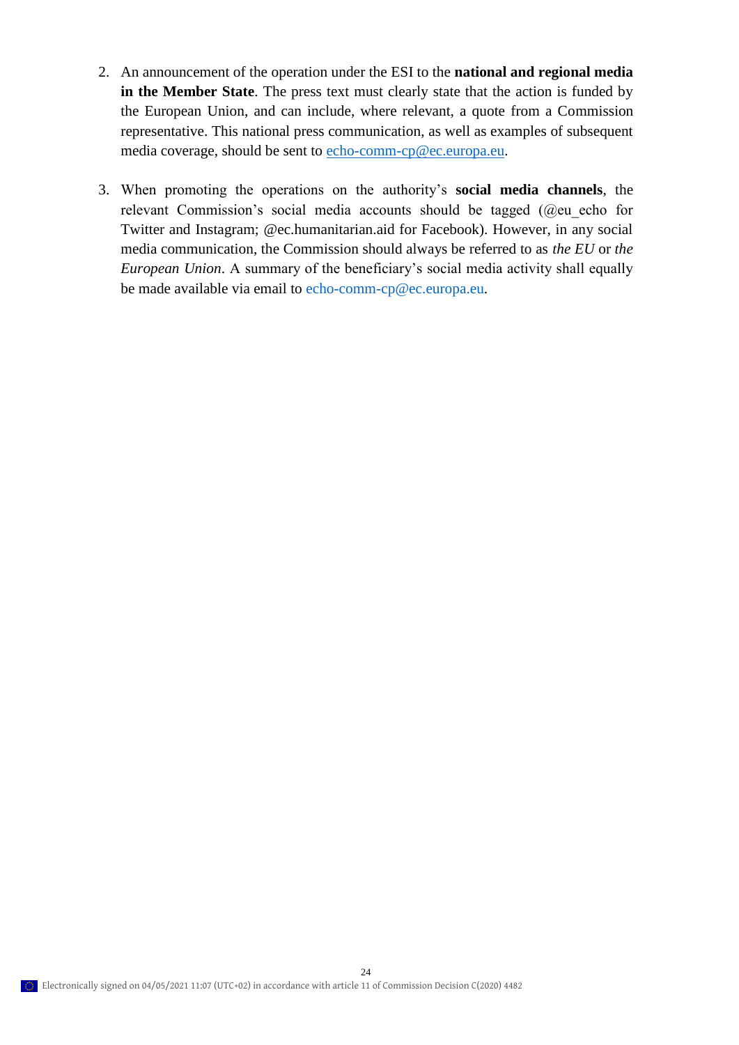2. An announcement of the operation under the ESI to the **national and regional media in the Member State**. The press text must clearly state that the action is funded by the European Union, and can include, where relevant, a quote from a Commission representative. This national press communication, as well as examples of subsequent media coverage, should be sent to echo-comm-cp@ec.europa.eu.

3. When promoting the operations on the authority's **social media channels**, the relevant Commission's social media accounts should be tagged (@eu_echo for Twitter and Instagram; @ec.humanitarian.aid for Facebook). However, in any social media communication, the Commission should always be referred to as *the EU* or *the European Union*. A summary of the beneficiary's social media activity shall equally be made available via email to echo-comm-cp@ec.europa.eu.

Electronically signed on 04/05/2021 11:07 (UTC+02) in accordance with article 11 of Commission Decision C(2020) 4482